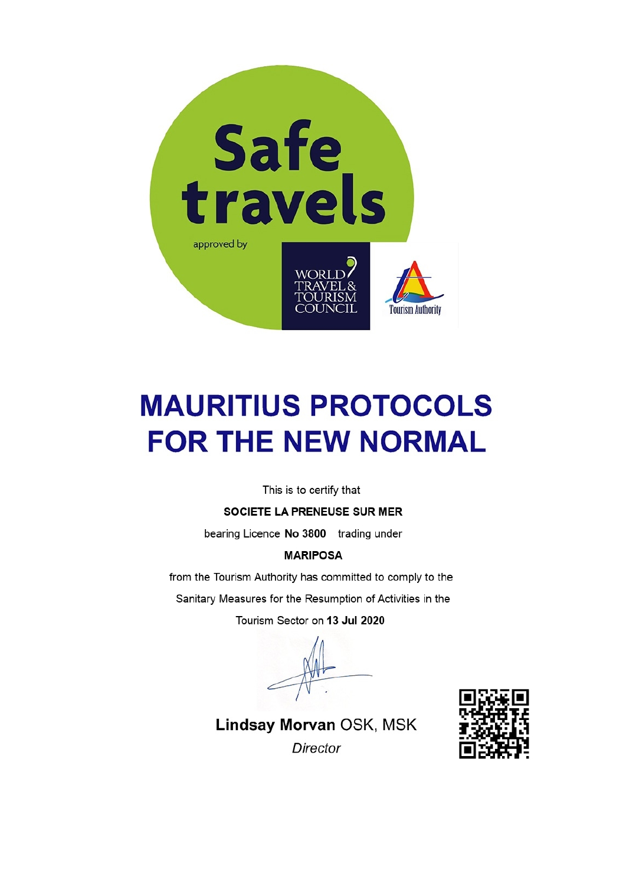Safe travels

approved by

WORLD TRAVEL & TOURISM COUNCIL

Tourism Authority

# MAURITIUS PROTOCOLS FOR THE NEW NORMAL

This is to certify that

**SOCIETE LA PRENEUSE SUR MER**

bearing Licence **No 3800** trading under

**MARIPOSA**

from the Tourism Authority has committed to comply to the Sanitary Measures for the Resumption of Activities in the Tourism Sector on **13 Jul 2020**

**Lindsay Morvan** OSK, MSK

*Director*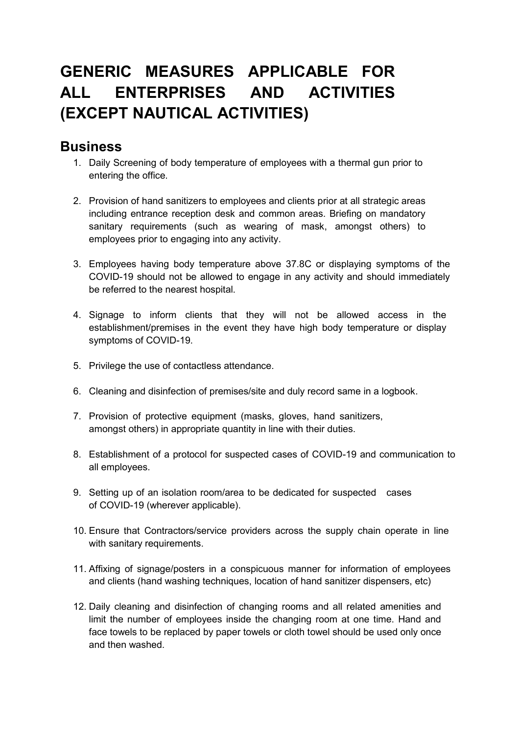# GENERIC MEASURES APPLICABLE FOR ALL ENTERPRISES AND ACTIVITIES (EXCEPT NAUTICAL ACTIVITIES)

## Business

1. Daily Screening of body temperature of employees with a thermal gun prior to entering the office.

2. Provision of hand sanitizers to employees and clients prior at all strategic areas including entrance reception desk and common areas. Briefing on mandatory sanitary requirements (such as wearing of mask, amongst others) to employees prior to engaging into any activity.

3. Employees having body temperature above 37.8C or displaying symptoms of the COVID-19 should not be allowed to engage in any activity and should immediately be referred to the nearest hospital.

4. Signage to inform clients that they will not be allowed access in the establishment/premises in the event they have high body temperature or display symptoms of COVID-19.

5. Privilege the use of contactless attendance.

6. Cleaning and disinfection of premises/site and duly record same in a logbook.

7. Provision of protective equipment (masks, gloves, hand sanitizers, amongst others) in appropriate quantity in line with their duties.

8. Establishment of a protocol for suspected cases of COVID-19 and communication to all employees.

9. Setting up of an isolation room/area to be dedicated for suspected cases of COVID-19 (wherever applicable).

10. Ensure that Contractors/service providers across the supply chain operate in line with sanitary requirements.

11. Affixing of signage/posters in a conspicuous manner for information of employees and clients (hand washing techniques, location of hand sanitizer dispensers, etc)

12. Daily cleaning and disinfection of changing rooms and all related amenities and limit the number of employees inside the changing room at one time. Hand and face towels to be replaced by paper towels or cloth towel should be used only once and then washed.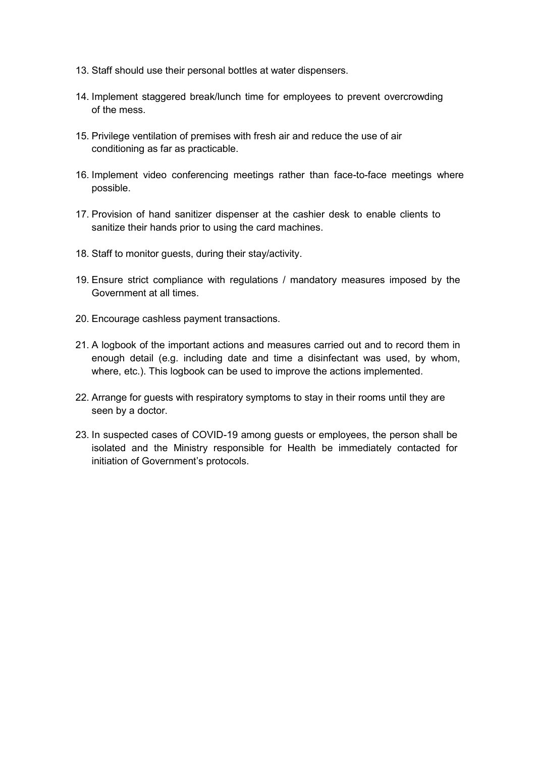13. Staff should use their personal bottles at water dispensers.

14. Implement staggered break/lunch time for employees to prevent overcrowding of the mess.

15. Privilege ventilation of premises with fresh air and reduce the use of air conditioning as far as practicable.

16. Implement video conferencing meetings rather than face-to-face meetings where possible.

17. Provision of hand sanitizer dispenser at the cashier desk to enable clients to sanitize their hands prior to using the card machines.

18. Staff to monitor guests, during their stay/activity.

19. Ensure strict compliance with regulations / mandatory measures imposed by the Government at all times.

20. Encourage cashless payment transactions.

21. A logbook of the important actions and measures carried out and to record them in enough detail (e.g. including date and time a disinfectant was used, by whom, where, etc.). This logbook can be used to improve the actions implemented.

22. Arrange for guests with respiratory symptoms to stay in their rooms until they are seen by a doctor.

23. In suspected cases of COVID-19 among guests or employees, the person shall be isolated and the Ministry responsible for Health be immediately contacted for initiation of Government's protocols.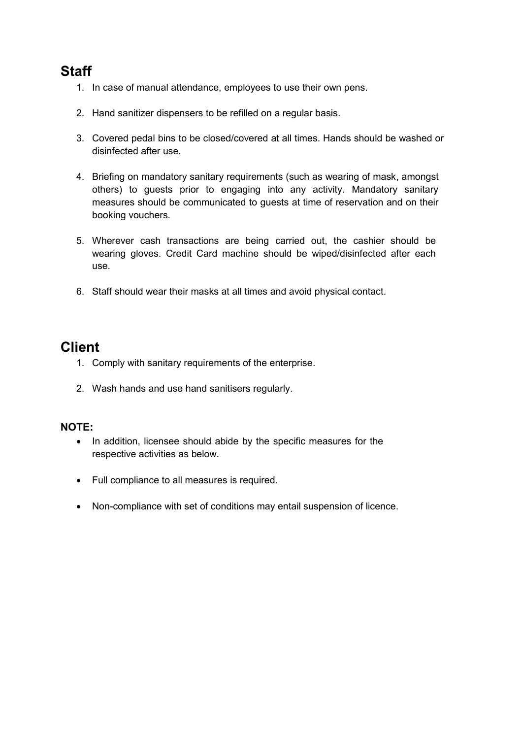## Staff

1. In case of manual attendance, employees to use their own pens.

2. Hand sanitizer dispensers to be refilled on a regular basis.

3. Covered pedal bins to be closed/covered at all times. Hands should be washed or disinfected after use.

4. Briefing on mandatory sanitary requirements (such as wearing of mask, amongst others) to guests prior to engaging into any activity. Mandatory sanitary measures should be communicated to guests at time of reservation and on their booking vouchers.

5. Wherever cash transactions are being carried out, the cashier should be wearing gloves. Credit Card machine should be wiped/disinfected after each use.

6. Staff should wear their masks at all times and avoid physical contact.

## Client

1. Comply with sanitary requirements of the enterprise.

2. Wash hands and use hand sanitisers regularly.

**NOTE:**

- In addition, licensee should abide by the specific measures for the respective activities as below.

- Full compliance to all measures is required.

- Non-compliance with set of conditions may entail suspension of licence.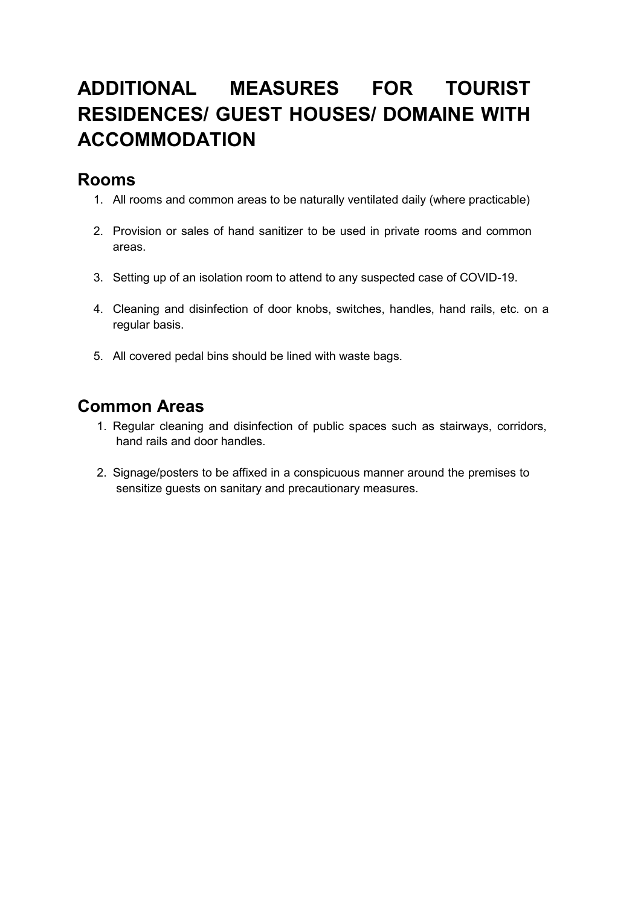# ADDITIONAL MEASURES FOR TOURIST RESIDENCES/ GUEST HOUSES/ DOMAINE WITH ACCOMMODATION

## Rooms

1. All rooms and common areas to be naturally ventilated daily (where practicable)

2. Provision or sales of hand sanitizer to be used in private rooms and common areas.

3. Setting up of an isolation room to attend to any suspected case of COVID-19.

4. Cleaning and disinfection of door knobs, switches, handles, hand rails, etc. on a regular basis.

5. All covered pedal bins should be lined with waste bags.

## Common Areas

1. Regular cleaning and disinfection of public spaces such as stairways, corridors, hand rails and door handles.

2. Signage/posters to be affixed in a conspicuous manner around the premises to sensitize guests on sanitary and precautionary measures.